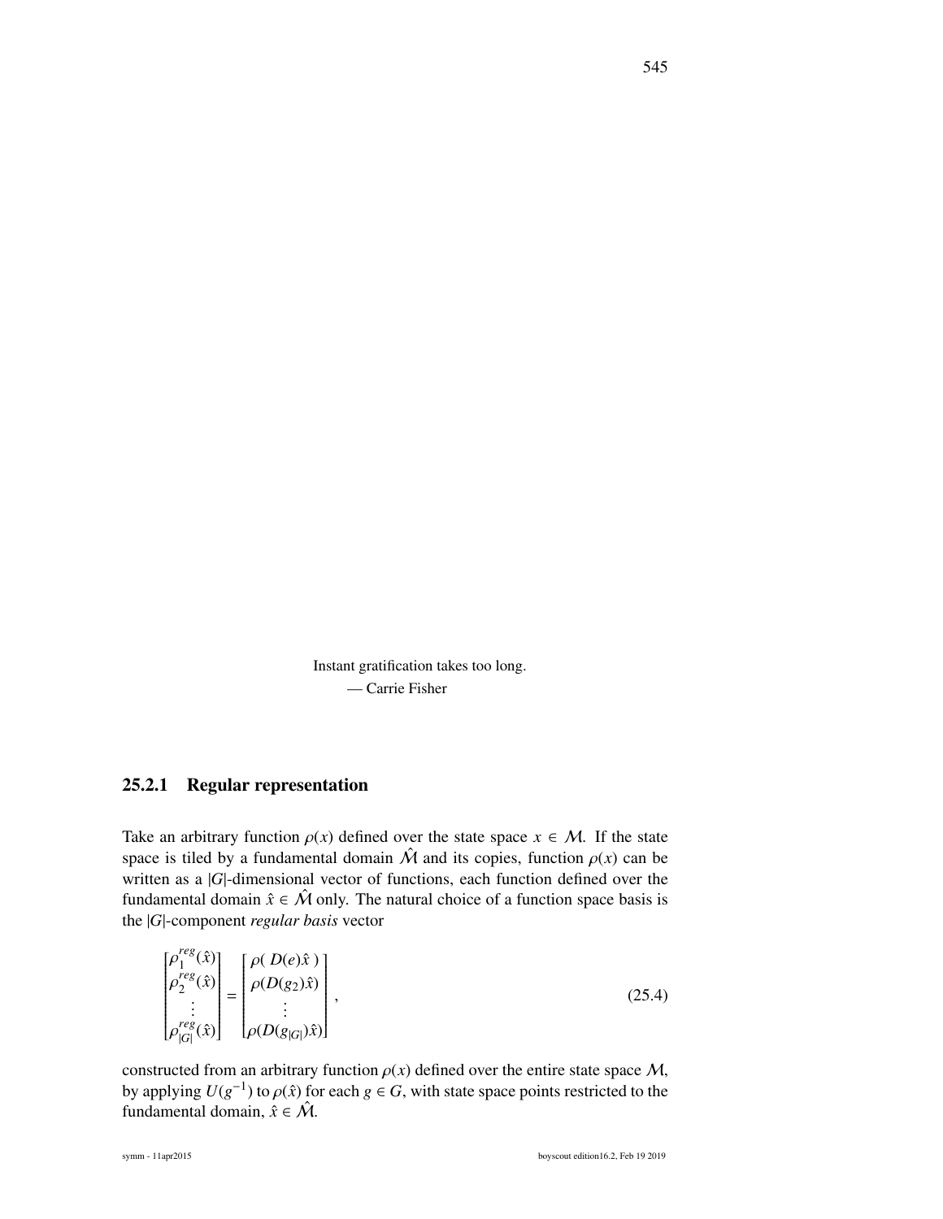Instant gratification takes too long.
— Carrie Fisher

### 25.2.1 Regular representation

Take an arbitrary function $\rho(x)$ defined over the state space $x \in \mathcal{M}$. If the state space is tiled by a fundamental domain $\hat{\mathcal{M}}$ and its copies, function $\rho(x)$ can be written as a $|G|$-dimensional vector of functions, each function defined over the fundamental domain $\hat{x} \in \hat{\mathcal{M}}$ only. The natural choice of a function space basis is the $|G|$-component *regular basis* vector

$$
\begin{bmatrix} \rho_1^{reg}(\hat{x}) \\ \rho_2^{reg}(\hat{x}) \\ \vdots \\ \rho_{|G|}^{reg}(\hat{x}) \end{bmatrix} = \begin{bmatrix} \rho(\,D(e)\hat{x}\,) \\ \rho(D(g_2)\hat{x}) \\ \vdots \\ \rho(D(g_{|G|})\hat{x}) \end{bmatrix}, \tag{25.4}
$$

constructed from an arbitrary function $\rho(x)$ defined over the entire state space $\mathcal{M}$, by applying $U(g^{-1})$ to $\rho(\hat{x})$ for each $g \in G$, with state space points restricted to the fundamental domain, $\hat{x} \in \hat{\mathcal{M}}$.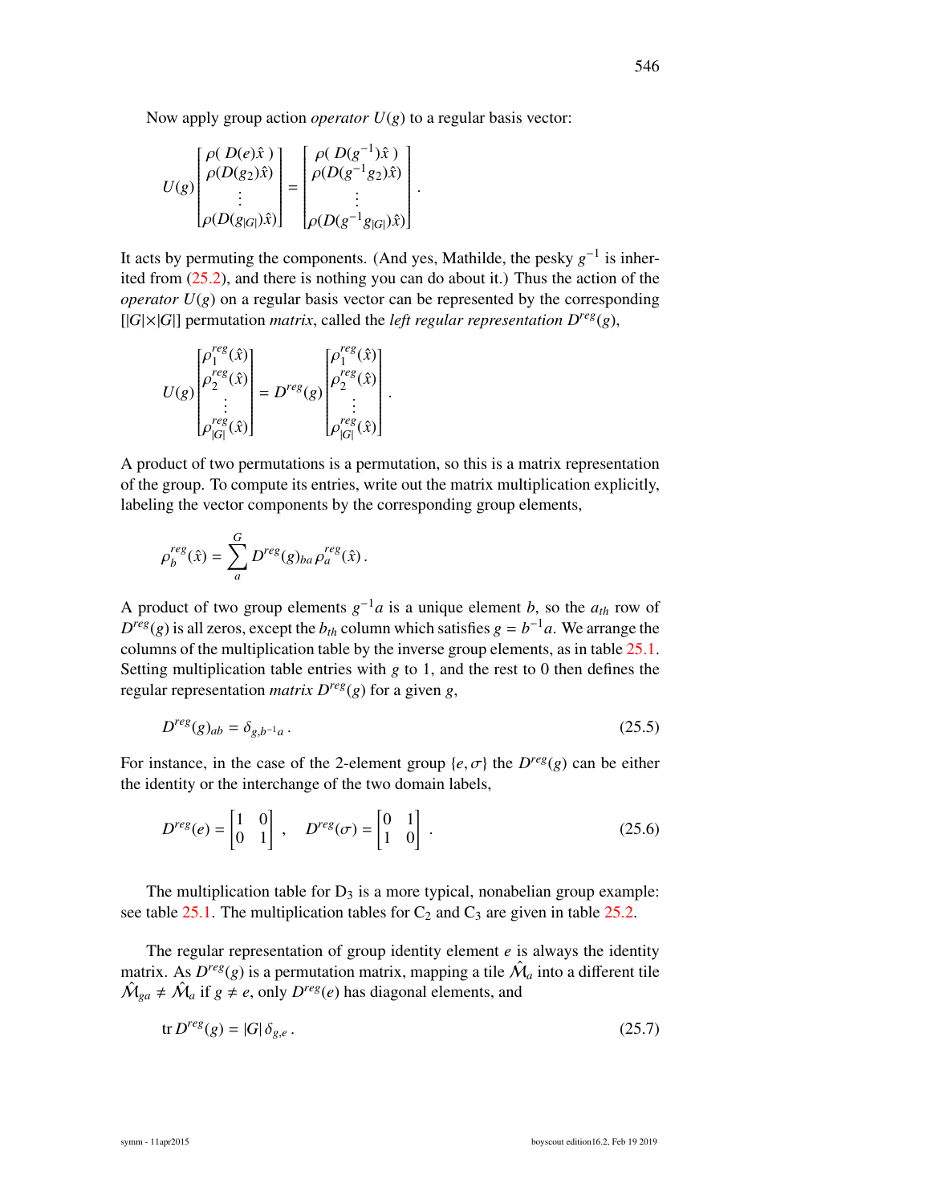Now apply group action *operator* $U(g)$ to a regular basis vector:

$$U(g)\begin{bmatrix}\rho(\,D(e)\hat{x}\,)\\ \rho(D(g_2)\hat{x})\\ \vdots\\ \rho(D(g_{|G|})\hat{x})\end{bmatrix}=\begin{bmatrix}\rho(\,D(g^{-1})\hat{x}\,)\\ \rho(D(g^{-1}g_2)\hat{x})\\ \vdots\\ \rho(D(g^{-1}g_{|G|})\hat{x})\end{bmatrix}.$$

It acts by permuting the components. (And yes, Mathilde, the pesky $g^{-1}$ is inherited from (25.2), and there is nothing you can do about it.) Thus the action of the *operator* $U(g)$ on a regular basis vector can be represented by the corresponding $[|G|\times|G|]$ permutation *matrix*, called the *left regular representation* $D^{reg}(g)$,

$$U(g)\begin{bmatrix}\rho_1^{reg}(\hat{x})\\ \rho_2^{reg}(\hat{x})\\ \vdots\\ \rho_{|G|}^{reg}(\hat{x})\end{bmatrix}=D^{reg}(g)\begin{bmatrix}\rho_1^{reg}(\hat{x})\\ \rho_2^{reg}(\hat{x})\\ \vdots\\ \rho_{|G|}^{reg}(\hat{x})\end{bmatrix}.$$

A product of two permutations is a permutation, so this is a matrix representation of the group. To compute its entries, write out the matrix multiplication explicitly, labeling the vector components by the corresponding group elements,

$$\rho_b^{reg}(\hat{x})=\sum_a^G D^{reg}(g)_{ba}\,\rho_a^{reg}(\hat{x})\,.$$

A product of two group elements $g^{-1}a$ is a unique element $b$, so the $a_{th}$ row of $D^{reg}(g)$ is all zeros, except the $b_{th}$ column which satisfies $g=b^{-1}a$. We arrange the columns of the multiplication table by the inverse group elements, as in table 25.1. Setting multiplication table entries with $g$ to 1, and the rest to 0 then defines the regular representation *matrix* $D^{reg}(g)$ for a given $g$,

$$D^{reg}(g)_{ab}=\delta_{g,b^{-1}a}\,. \tag{25.5}$$

For instance, in the case of the 2-element group $\{e,\sigma\}$ the $D^{reg}(g)$ can be either the identity or the interchange of the two domain labels,

$$D^{reg}(e)=\begin{bmatrix}1&0\\0&1\end{bmatrix}\,,\quad D^{reg}(\sigma)=\begin{bmatrix}0&1\\1&0\end{bmatrix}\,. \tag{25.6}$$

The multiplication table for $D_3$ is a more typical, nonabelian group example: see table 25.1. The multiplication tables for $C_2$ and $C_3$ are given in table 25.2.

The regular representation of group identity element $e$ is always the identity matrix. As $D^{reg}(g)$ is a permutation matrix, mapping a tile $\hat{\mathcal{M}}_a$ into a different tile $\hat{\mathcal{M}}_{ga}\neq\hat{\mathcal{M}}_a$ if $g\neq e$, only $D^{reg}(e)$ has diagonal elements, and

$$\mathrm{tr}\,D^{reg}(g)=|G|\,\delta_{g,e}\,. \tag{25.7}$$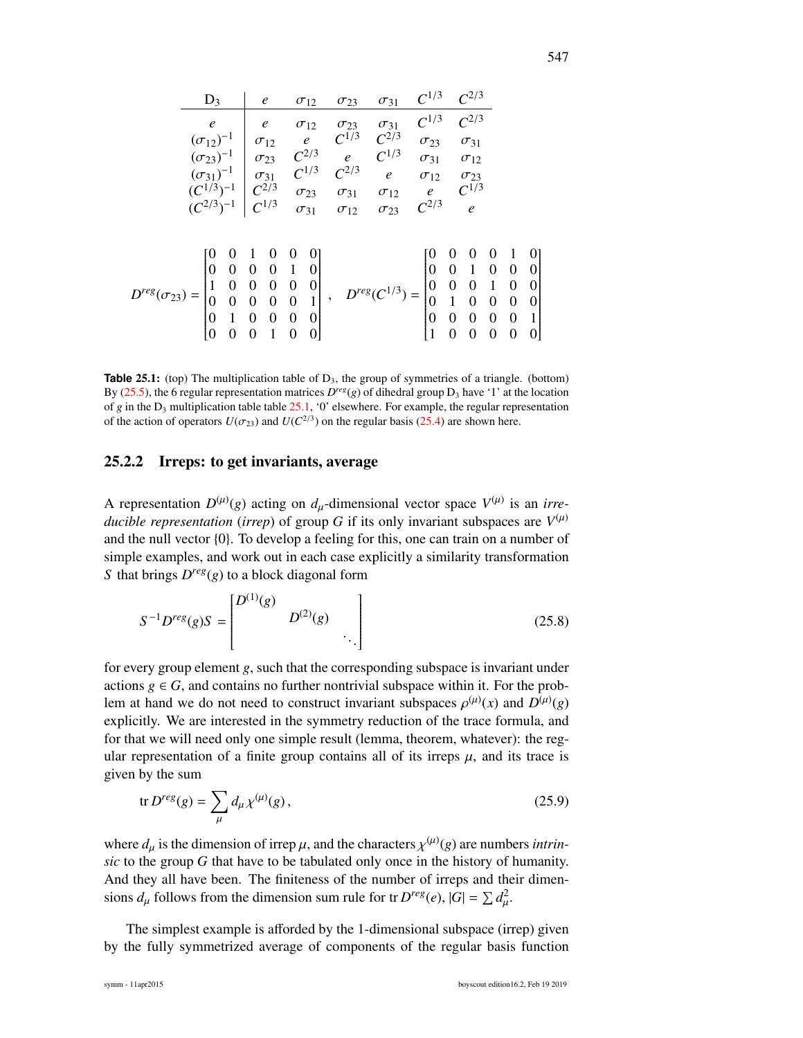| $D_3$ | $e$ | $\sigma_{12}$ | $\sigma_{23}$ | $\sigma_{31}$ | $C^{1/3}$ | $C^{2/3}$ |
|---|---|---|---|---|---|---|
| $e$ | $e$ | $\sigma_{12}$ | $\sigma_{23}$ | $\sigma_{31}$ | $C^{1/3}$ | $C^{2/3}$ |
| $(\sigma_{12})^{-1}$ | $\sigma_{12}$ | $e$ | $C^{1/3}$ | $C^{2/3}$ | $\sigma_{23}$ | $\sigma_{31}$ |
| $(\sigma_{23})^{-1}$ | $\sigma_{23}$ | $C^{2/3}$ | $e$ | $C^{1/3}$ | $\sigma_{31}$ | $\sigma_{12}$ |
| $(\sigma_{31})^{-1}$ | $\sigma_{31}$ | $C^{1/3}$ | $C^{2/3}$ | $e$ | $\sigma_{12}$ | $\sigma_{23}$ |
| $(C^{1/3})^{-1}$ | $C^{2/3}$ | $\sigma_{23}$ | $\sigma_{31}$ | $\sigma_{12}$ | $e$ | $C^{1/3}$ |
| $(C^{2/3})^{-1}$ | $C^{1/3}$ | $\sigma_{31}$ | $\sigma_{12}$ | $\sigma_{23}$ | $C^{2/3}$ | $e$ |

$$
D^{reg}(\sigma_{23}) = \begin{bmatrix} 0 & 0 & 1 & 0 & 0 & 0 \\ 0 & 0 & 0 & 0 & 1 & 0 \\ 1 & 0 & 0 & 0 & 0 & 0 \\ 0 & 0 & 0 & 0 & 0 & 1 \\ 0 & 1 & 0 & 0 & 0 & 0 \\ 0 & 0 & 0 & 1 & 0 & 0 \end{bmatrix}, \quad D^{reg}(C^{1/3}) = \begin{bmatrix} 0 & 0 & 0 & 0 & 1 & 0 \\ 0 & 0 & 1 & 0 & 0 & 0 \\ 0 & 0 & 0 & 1 & 0 & 0 \\ 0 & 1 & 0 & 0 & 0 & 0 \\ 0 & 0 & 0 & 0 & 0 & 1 \\ 1 & 0 & 0 & 0 & 0 & 0 \end{bmatrix}
$$

**Table 25.1:** (top) The multiplication table of $D_3$, the group of symmetries of a triangle. (bottom) By (25.5), the 6 regular representation matrices $D^{reg}(g)$ of dihedral group $D_3$ have '1' at the location of $g$ in the $D_3$ multiplication table table 25.1, '0' elsewhere. For example, the regular representation of the action of operators $U(\sigma_{23})$ and $U(C^{2/3})$ on the regular basis (25.4) are shown here.

### 25.2.2 Irreps: to get invariants, average

A representation $D^{(\mu)}(g)$ acting on $d_\mu$-dimensional vector space $V^{(\mu)}$ is an *irreducible representation* (*irrep*) of group $G$ if its only invariant subspaces are $V^{(\mu)}$ and the null vector $\{0\}$. To develop a feeling for this, one can train on a number of simple examples, and work out in each case explicitly a similarity transformation $S$ that brings $D^{reg}(g)$ to a block diagonal form

$$
S^{-1} D^{reg}(g) S = \begin{bmatrix} D^{(1)}(g) & & \\ & D^{(2)}(g) & \\ & & \ddots \end{bmatrix} \tag{25.8}
$$

for every group element $g$, such that the corresponding subspace is invariant under actions $g \in G$, and contains no further nontrivial subspace within it. For the problem at hand we do not need to construct invariant subspaces $\rho^{(\mu)}(x)$ and $D^{(\mu)}(g)$ explicitly. We are interested in the symmetry reduction of the trace formula, and for that we will need only one simple result (lemma, theorem, whatever): the regular representation of a finite group contains all of its irreps $\mu$, and its trace is given by the sum

$$
\operatorname{tr} D^{reg}(g) = \sum_\mu d_\mu \chi^{(\mu)}(g) , \tag{25.9}
$$

where $d_\mu$ is the dimension of irrep $\mu$, and the characters $\chi^{(\mu)}(g)$ are numbers *intrinsic* to the group $G$ that have to be tabulated only once in the history of humanity. And they all have been. The finiteness of the number of irreps and their dimensions $d_\mu$ follows from the dimension sum rule for $\operatorname{tr} D^{reg}(e)$, $|G| = \sum d_\mu^2$.

The simplest example is afforded by the 1-dimensional subspace (irrep) given by the fully symmetrized average of components of the regular basis function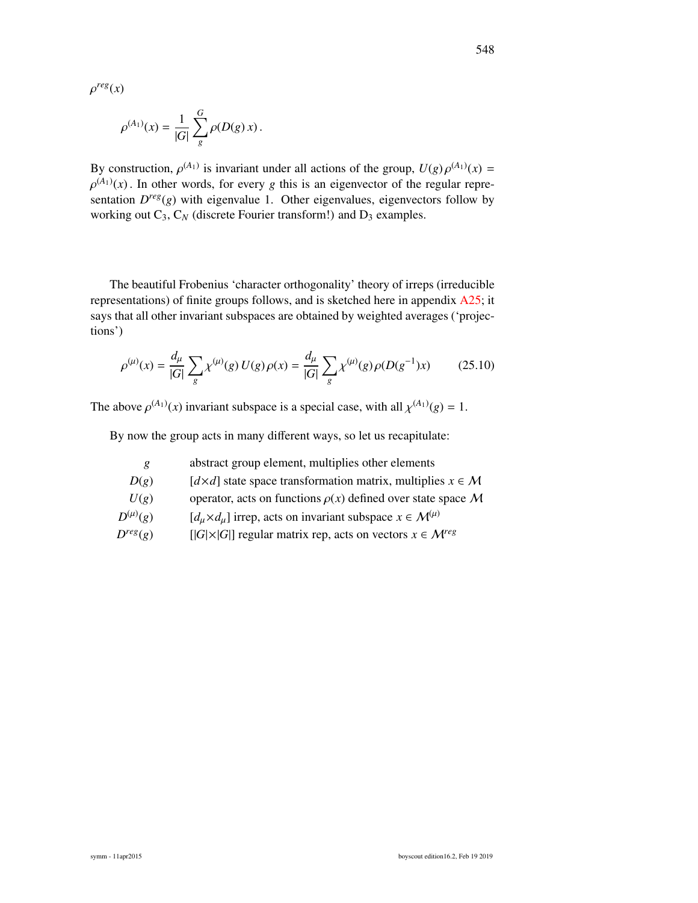$\rho^{reg}(x)$

$$\rho^{(A_1)}(x) = \frac{1}{|G|} \sum_{g}^{G} \rho(D(g)\,x)\,.$$

By construction, $\rho^{(A_1)}$ is invariant under all actions of the group, $U(g)\,\rho^{(A_1)}(x) = \rho^{(A_1)}(x)$. In other words, for every $g$ this is an eigenvector of the regular representation $D^{reg}(g)$ with eigenvalue 1. Other eigenvalues, eigenvectors follow by working out $C_3$, $C_N$ (discrete Fourier transform!) and $D_3$ examples.

The beautiful Frobenius 'character orthogonality' theory of irreps (irreducible representations) of finite groups follows, and is sketched here in appendix A25; it says that all other invariant subspaces are obtained by weighted averages ('projections')

$$\rho^{(\mu)}(x) = \frac{d_\mu}{|G|} \sum_{g} \chi^{(\mu)}(g)\, U(g)\, \rho(x) = \frac{d_\mu}{|G|} \sum_{g} \chi^{(\mu)}(g)\, \rho(D(g^{-1})x) \qquad (25.10)$$

The above $\rho^{(A_1)}(x)$ invariant subspace is a special case, with all $\chi^{(A_1)}(g) = 1$.

By now the group acts in many different ways, so let us recapitulate:

| | |
|---|---|
| $g$ | abstract group element, multiplies other elements |
| $D(g)$ | $[d \times d]$ state space transformation matrix, multiplies $x \in \mathcal{M}$ |
| $U(g)$ | operator, acts on functions $\rho(x)$ defined over state space $\mathcal{M}$ |
| $D^{(\mu)}(g)$ | $[d_\mu \times d_\mu]$ irrep, acts on invariant subspace $x \in \mathcal{M}^{(\mu)}$ |
| $D^{reg}(g)$ | $[\lvert G \rvert \times \lvert G \rvert]$ regular matrix rep, acts on vectors $x \in \mathcal{M}^{reg}$ |